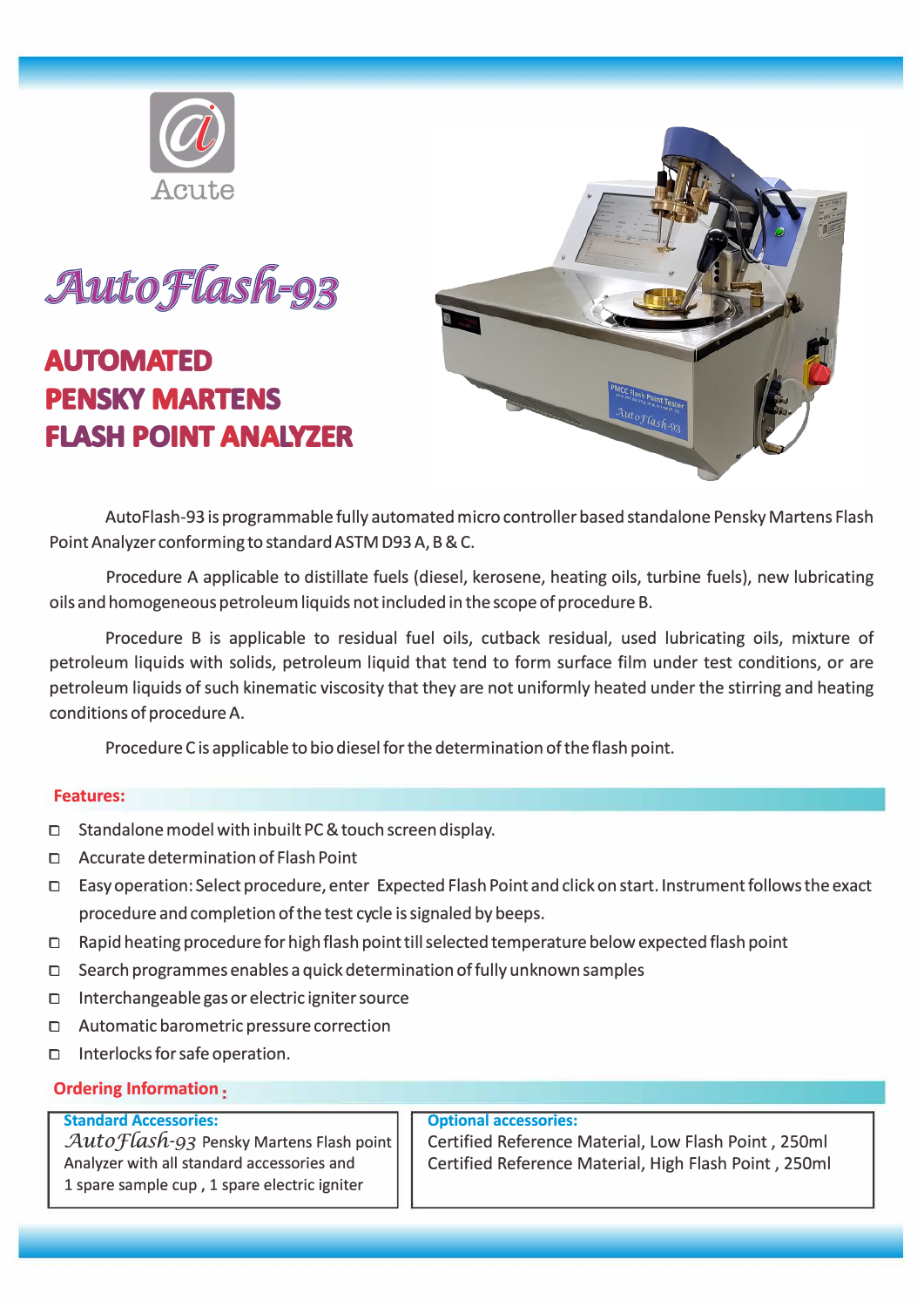Acute

# AutoFlash-93

## AUTOMATED PENSKY MARTENS FLASH POINT ANALYZER

AutoFlash-93 is programmable fully automated micro controller based standalone Pensky Martens Flash Point Analyzer conforming to standard ASTM D93 A, B & C.

Procedure A applicable to distillate fuels (diesel, kerosene, heating oils, turbine fuels), new lubricating oils and homogeneous petroleum liquids not included in the scope of procedure B.

Procedure B is applicable to residual fuel oils, cutback residual, used lubricating oils, mixture of petroleum liquids with solids, petroleum liquid that tend to form surface film under test conditions, or are petroleum liquids of such kinematic viscosity that they are not uniformly heated under the stirring and heating conditions of procedure A.

Procedure C is applicable to bio diesel for the determination of the flash point.

### Features:

- Standalone model with inbuilt PC & touch screen display.
- Accurate determination of Flash Point
- Easy operation: Select procedure, enter Expected Flash Point and click on start. Instrument follows the exact procedure and completion of the test cycle is signaled by beeps.
- Rapid heating procedure for high flash point till selected temperature below expected flash point
- Search programmes enables a quick determination of fully unknown samples
- Interchangeable gas or electric igniter source
- Automatic barometric pressure correction
- Interlocks for safe operation.

### Ordering Information :

| Standard Accessories: | Optional accessories: |
| --- | --- |
| *AutoFlash-93* Pensky Martens Flash point Analyzer with all standard accessories and 1 spare sample cup , 1 spare electric igniter | Certified Reference Material, Low Flash Point , 250ml<br>Certified Reference Material, High Flash Point , 250ml |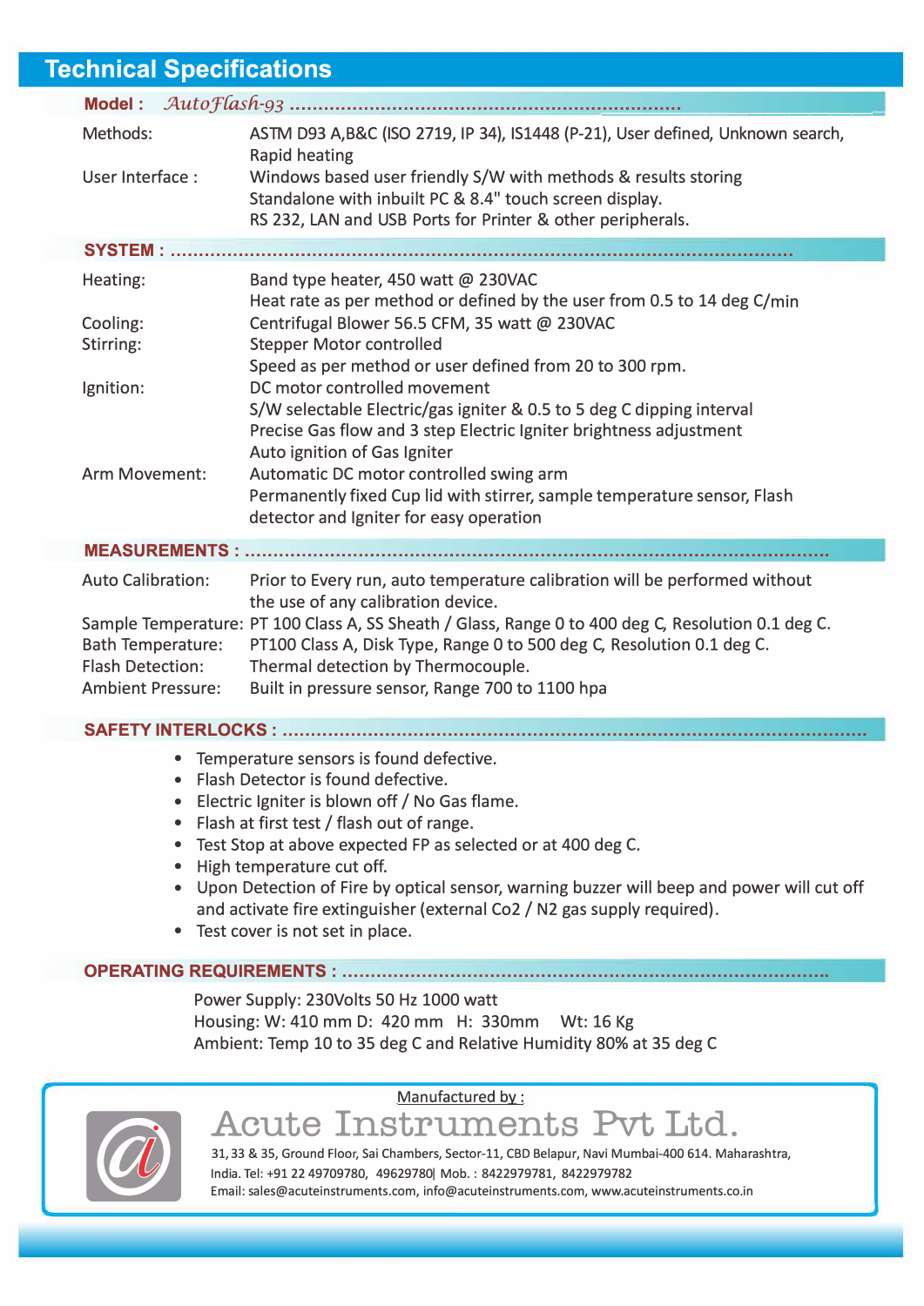# Technical Specifications

## Model : *AutoFlash-93*

| | |
|---|---|
| Methods: | ASTM D93 A,B&C (ISO 2719, IP 34), IS1448 (P-21), User defined, Unknown search, Rapid heating |
| User Interface : | Windows based user friendly S/W with methods & results storing<br>Standalone with inbuilt PC & 8.4" touch screen display.<br>RS 232, LAN and USB Ports for Printer & other peripherals. |

## SYSTEM :

| | |
|---|---|
| Heating: | Band type heater, 450 watt @ 230VAC<br>Heat rate as per method or defined by the user from 0.5 to 14 deg C/min |
| Cooling: | Centrifugal Blower 56.5 CFM, 35 watt @ 230VAC |
| Stirring: | Stepper Motor controlled<br>Speed as per method or user defined from 20 to 300 rpm. |
| Ignition: | DC motor controlled movement<br>S/W selectable Electric/gas igniter & 0.5 to 5 deg C dipping interval<br>Precise Gas flow and 3 step Electric Igniter brightness adjustment<br>Auto ignition of Gas Igniter |
| Arm Movement: | Automatic DC motor controlled swing arm<br>Permanently fixed Cup lid with stirrer, sample temperature sensor, Flash detector and Igniter for easy operation |

## MEASUREMENTS :

| | |
|---|---|
| Auto Calibration: | Prior to Every run, auto temperature calibration will be performed without the use of any calibration device. |
| Sample Temperature: | PT 100 Class A, SS Sheath / Glass, Range 0 to 400 deg C, Resolution 0.1 deg C. |
| Bath Temperature: | PT100 Class A, Disk Type, Range 0 to 500 deg C, Resolution 0.1 deg C. |
| Flash Detection: | Thermal detection by Thermocouple. |
| Ambient Pressure: | Built in pressure sensor, Range 700 to 1100 hpa |

## SAFETY INTERLOCKS :

- Temperature sensors is found defective.
- Flash Detector is found defective.
- Electric Igniter is blown off / No Gas flame.
- Flash at first test / flash out of range.
- Test Stop at above expected FP as selected or at 400 deg C.
- High temperature cut off.
- Upon Detection of Fire by optical sensor, warning buzzer will beep and power will cut off and activate fire extinguisher (external Co2 / N2 gas supply required).
- Test cover is not set in place.

## OPERATING REQUIREMENTS :

Power Supply: 230Volts 50 Hz 1000 watt
Housing: W: 410 mm D: 420 mm H: 330mm Wt: 16 Kg
Ambient: Temp 10 to 35 deg C and Relative Humidity 80% at 35 deg C

---

Manufactured by :

**Acute Instruments Pvt Ltd.**

31, 33 & 35, Ground Floor, Sai Chambers, Sector-11, CBD Belapur, Navi Mumbai-400 614. Maharashtra, India. Tel: +91 22 49709780, 49629780| Mob. : 8422979781, 8422979782
Email: sales@acuteinstruments.com, info@acuteinstruments.com, www.acuteinstruments.co.in